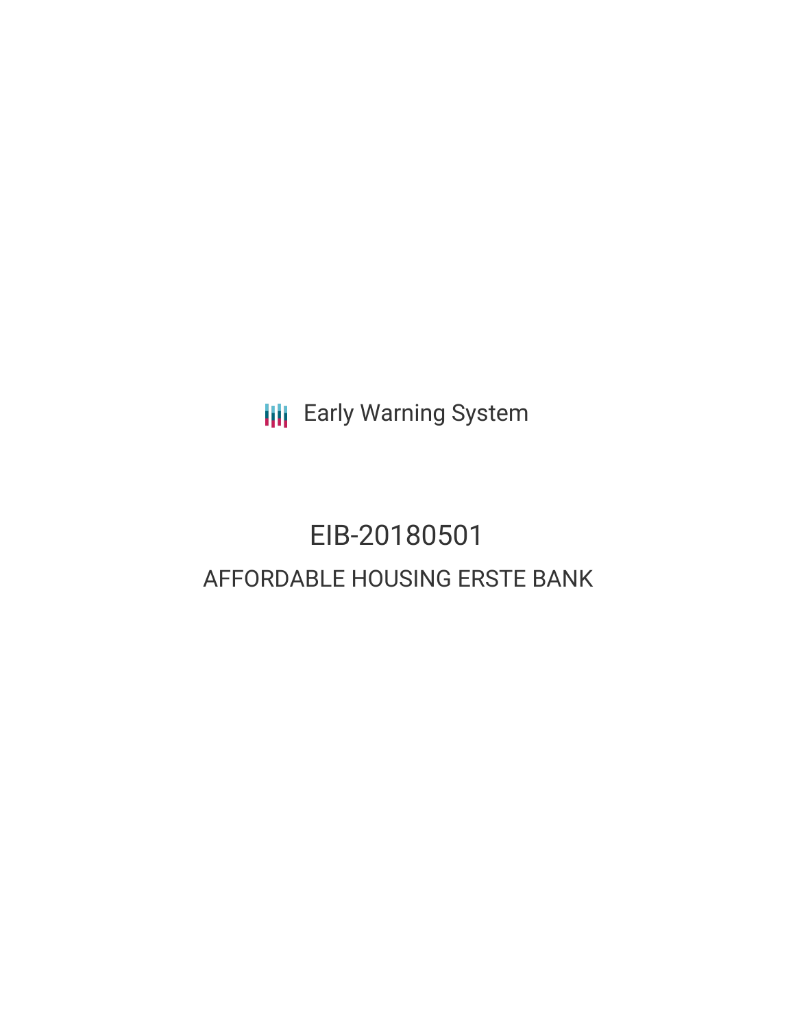Early Warning System

# EIB-20180501

## AFFORDABLE HOUSING ERSTE BANK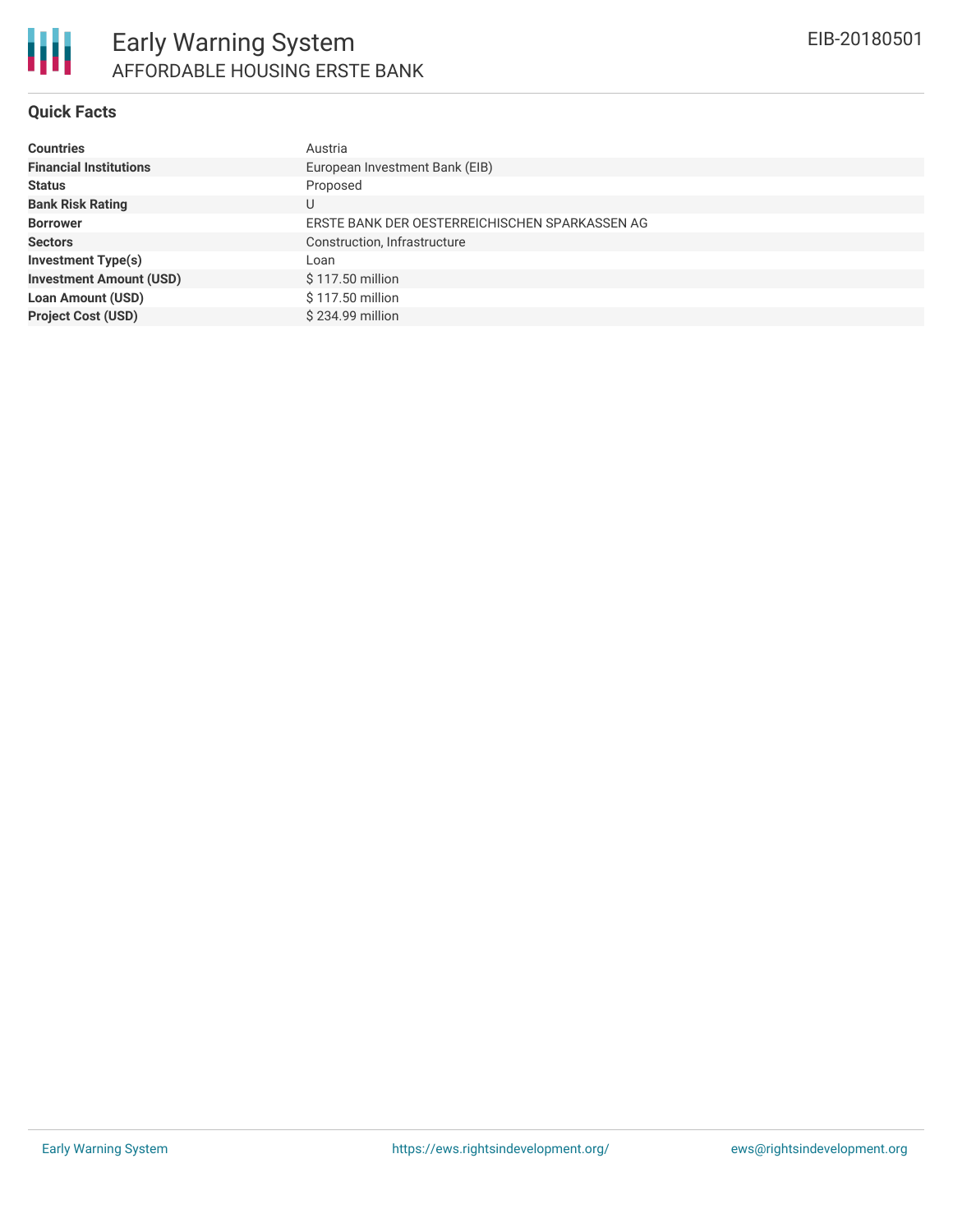# Early Warning System

## AFFORDABLE HOUSING ERSTE BANK

EIB-20180501

### Quick Facts

| | |
|---|---|
| **Countries** | Austria |
| **Financial Institutions** | European Investment Bank (EIB) |
| **Status** | Proposed |
| **Bank Risk Rating** | U |
| **Borrower** | ERSTE BANK DER OESTERREICHISCHEN SPARKASSEN AG |
| **Sectors** | Construction, Infrastructure |
| **Investment Type(s)** | Loan |
| **Investment Amount (USD)** | $ 117.50 million |
| **Loan Amount (USD)** | $ 117.50 million |
| **Project Cost (USD)** | $ 234.99 million |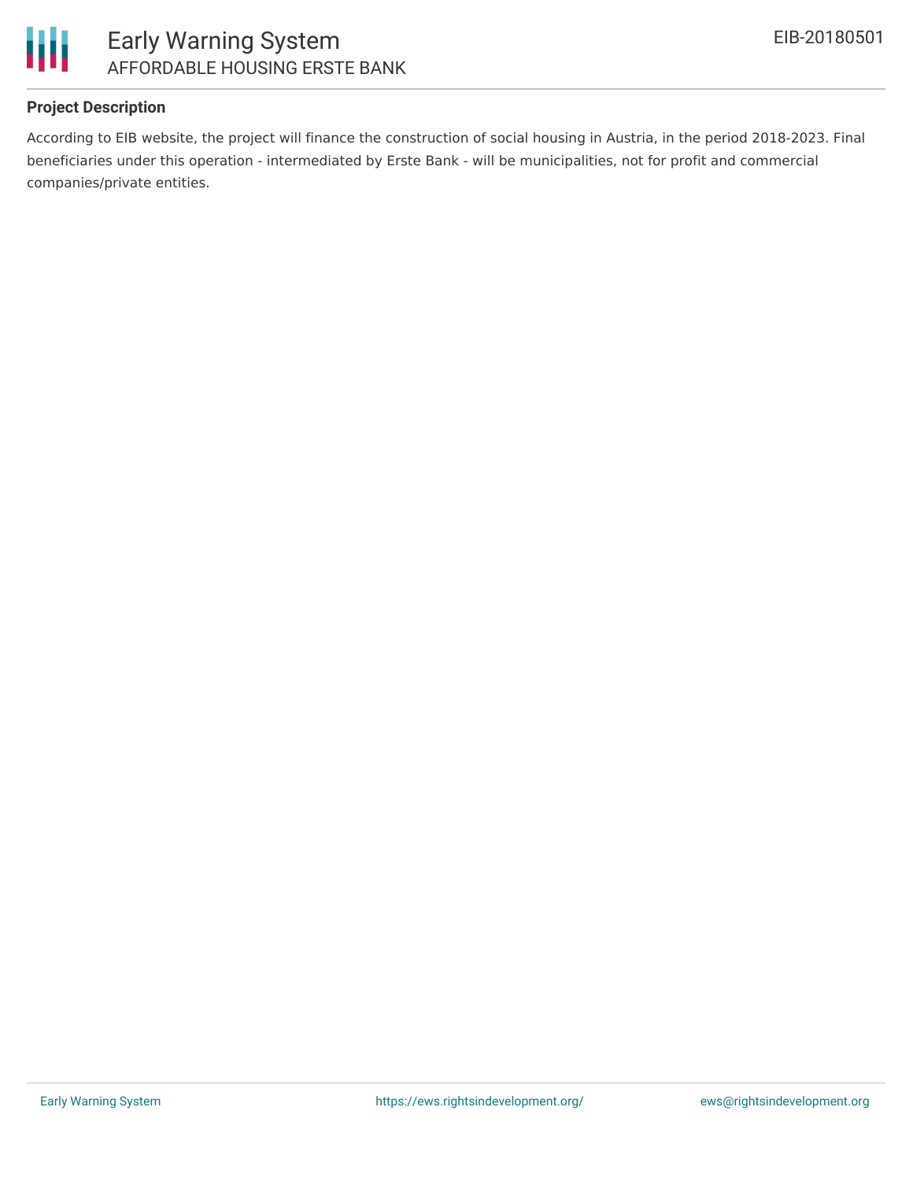### Project Description

According to EIB website, the project will finance the construction of social housing in Austria, in the period 2018-2023. Final beneficiaries under this operation - intermediated by Erste Bank - will be municipalities, not for profit and commercial companies/private entities.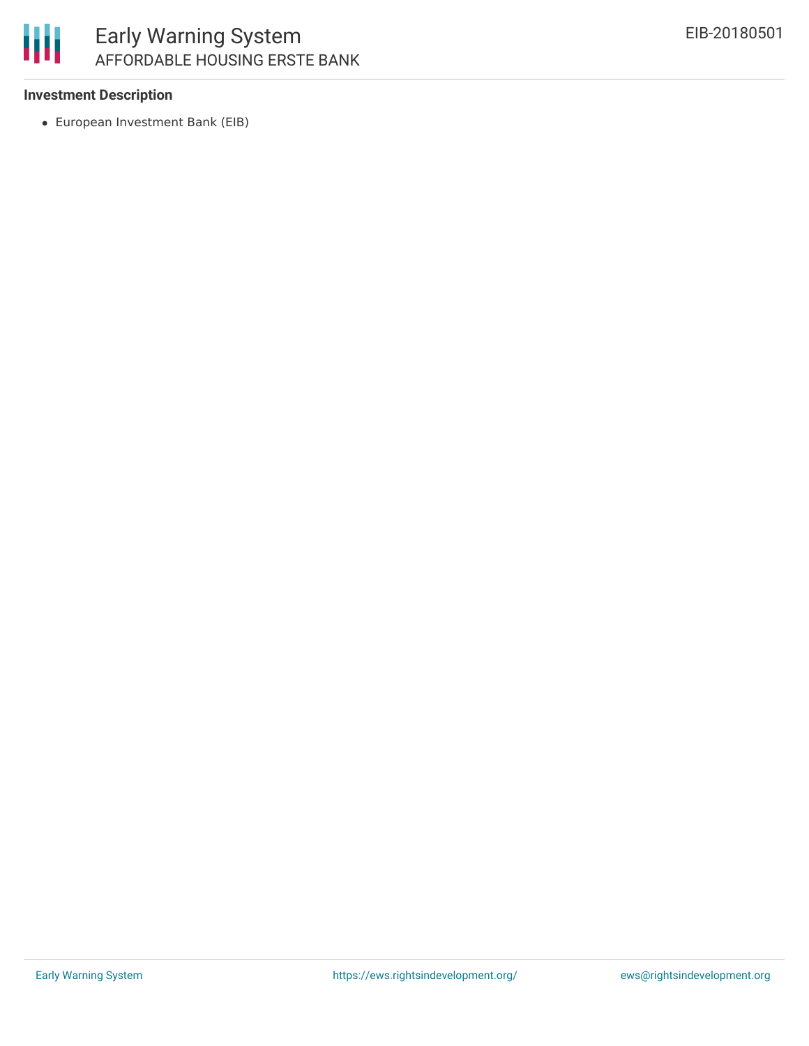**Investment Description**

- European Investment Bank (EIB)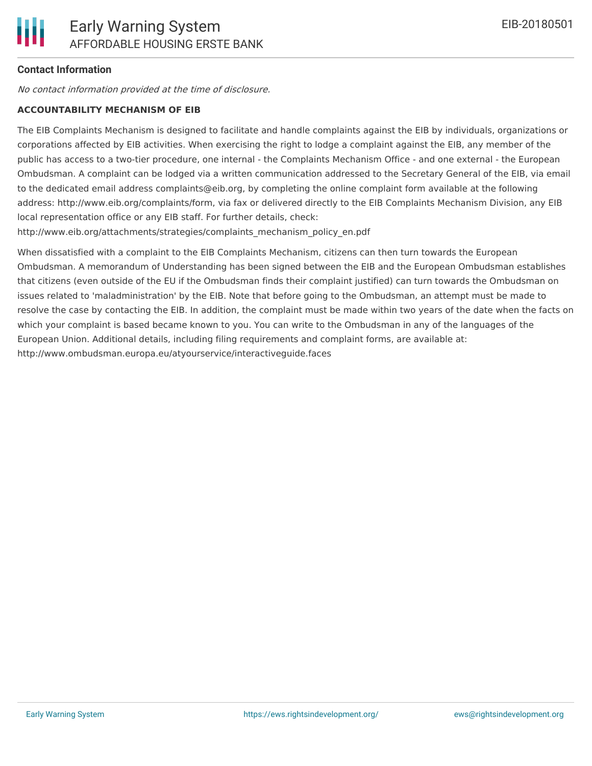**Contact Information**

*No contact information provided at the time of disclosure.*

**ACCOUNTABILITY MECHANISM OF EIB**

The EIB Complaints Mechanism is designed to facilitate and handle complaints against the EIB by individuals, organizations or corporations affected by EIB activities. When exercising the right to lodge a complaint against the EIB, any member of the public has access to a two-tier procedure, one internal - the Complaints Mechanism Office - and one external - the European Ombudsman. A complaint can be lodged via a written communication addressed to the Secretary General of the EIB, via email to the dedicated email address complaints@eib.org, by completing the online complaint form available at the following address: http://www.eib.org/complaints/form, via fax or delivered directly to the EIB Complaints Mechanism Division, any EIB local representation office or any EIB staff. For further details, check: http://www.eib.org/attachments/strategies/complaints_mechanism_policy_en.pdf

When dissatisfied with a complaint to the EIB Complaints Mechanism, citizens can then turn towards the European Ombudsman. A memorandum of Understanding has been signed between the EIB and the European Ombudsman establishes that citizens (even outside of the EU if the Ombudsman finds their complaint justified) can turn towards the Ombudsman on issues related to 'maladministration' by the EIB. Note that before going to the Ombudsman, an attempt must be made to resolve the case by contacting the EIB. In addition, the complaint must be made within two years of the date when the facts on which your complaint is based became known to you. You can write to the Ombudsman in any of the languages of the European Union. Additional details, including filing requirements and complaint forms, are available at: http://www.ombudsman.europa.eu/atyourservice/interactiveguide.faces